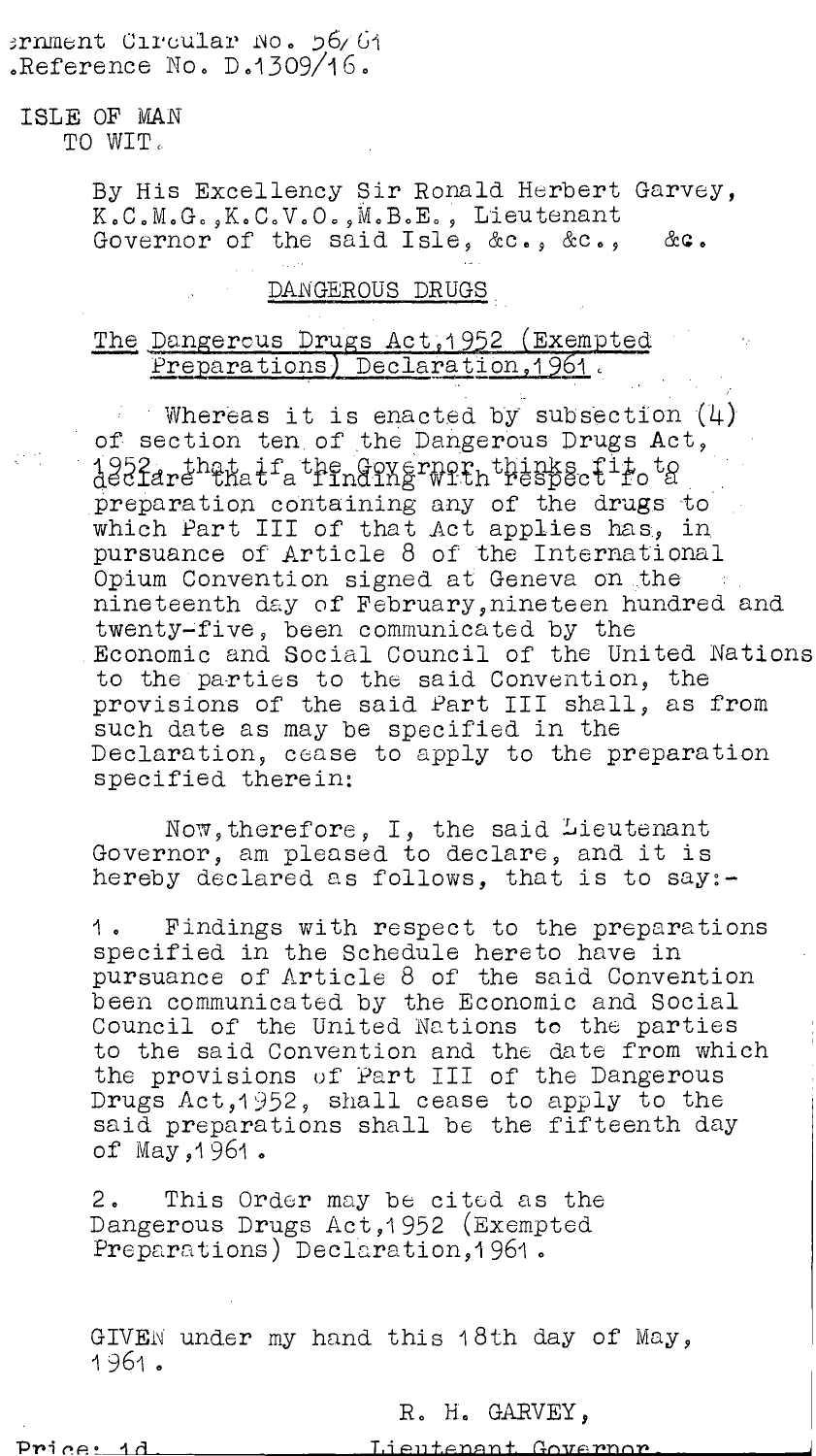ernment Circular No. 56/61
Reference No. D.1309/16.

ISLE OF MAN
TO WIT.

By His Excellency Sir Ronald Herbert Garvey, K.C.M.G., K.C.V.O., M.B.E., Lieutenant Governor of the said Isle, &c., &c., &c.

## DANGEROUS DRUGS

### The Dangerous Drugs Act, 1952 (Exempted Preparations) Declaration, 1961.

Whereas it is enacted by subsection (4) of section ten of the Dangerous Drugs Act, 1952, that if the Governor thinks fit to declare that a finding with respect to a preparation containing any of the drugs to which Part III of that Act applies has, in pursuance of Article 8 of the International Opium Convention signed at Geneva on the nineteenth day of February, nineteen hundred and twenty-five, been communicated by the Economic and Social Council of the United Nations to the parties to the said Convention, the provisions of the said Part III shall, as from such date as may be specified in the Declaration, cease to apply to the preparation specified therein:

Now, therefore, I, the said Lieutenant Governor, am pleased to declare, and it is hereby declared as follows, that is to say:-

1. Findings with respect to the preparations specified in the Schedule hereto have in pursuance of Article 8 of the said Convention been communicated by the Economic and Social Council of the United Nations to the parties to the said Convention and the date from which the provisions of Part III of the Dangerous Drugs Act, 1952, shall cease to apply to the said preparations shall be the fifteenth day of May, 1961.

2. This Order may be cited as the Dangerous Drugs Act, 1952 (Exempted Preparations) Declaration, 1961.

GIVEN under my hand this 18th day of May, 1961.

R. H. GARVEY,
Lieutenant Governor.

Price: 1d.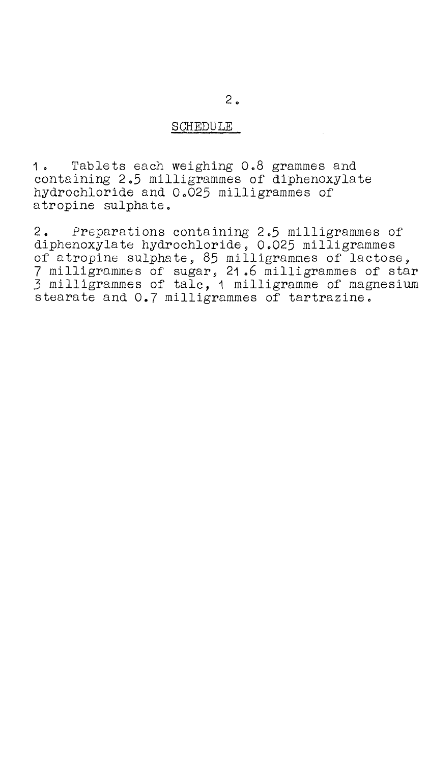## SCHEDULE

1. Tablets each weighing 0.8 grammes and containing 2.5 milligrammes of diphenoxylate hydrochloride and 0.025 milligrammes of atropine sulphate.

2. Preparations containing 2.5 milligrammes of diphenoxylate hydrochloride, 0.025 milligrammes of atropine sulphate, 85 milligrammes of lactose, 7 milligrammes of sugar, 21.6 milligrammes of star 3 milligrammes of talc, 1 milligramme of magnesium stearate and 0.7 milligrammes of tartrazine.